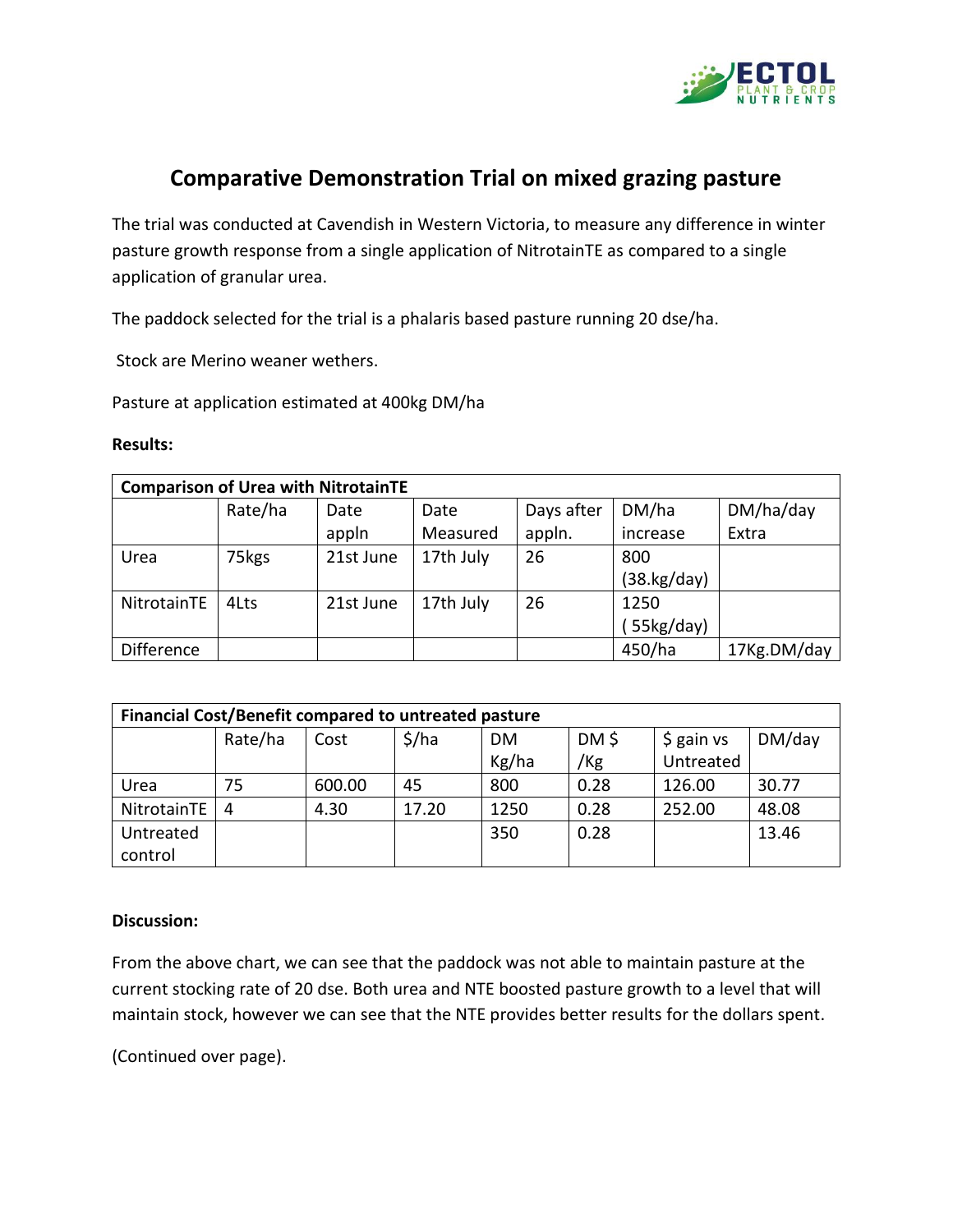# Comparative Demonstration Trial on mixed grazing pasture

The trial was conducted at Cavendish in Western Victoria, to measure any difference in winter pasture growth response from a single application of NitrotainTE as compared to a single application of granular urea.

The paddock selected for the trial is a phalaris based pasture running 20 dse/ha.

Stock are Merino weaner wethers.

Pasture at application estimated at 400kg DM/ha

**Results:**

| Comparison of Urea with NitrotainTE | | | | | | |
|---|---|---|---|---|---|---|
| | Rate/ha | Date appln | Date Measured | Days after appln. | DM/ha increase | DM/ha/day Extra |
| Urea | 75kgs | 21st June | 17th July | 26 | 800 (38.kg/day) | |
| NitrotainTE | 4Lts | 21st June | 17th July | 26 | 1250 ( 55kg/day) | |
| Difference | | | | | 450/ha | 17Kg.DM/day |

| Financial Cost/Benefit compared to untreated pasture | | | | | | | |
|---|---|---|---|---|---|---|---|
| | Rate/ha | Cost | $/ha | DM Kg/ha | DM $ /Kg | $ gain vs Untreated | DM/day |
| Urea | 75 | 600.00 | 45 | 800 | 0.28 | 126.00 | 30.77 |
| NitrotainTE | 4 | 4.30 | 17.20 | 1250 | 0.28 | 252.00 | 48.08 |
| Untreated control | | | | 350 | 0.28 | | 13.46 |

**Discussion:**

From the above chart, we can see that the paddock was not able to maintain pasture at the current stocking rate of 20 dse. Both urea and NTE boosted pasture growth to a level that will maintain stock, however we can see that the NTE provides better results for the dollars spent.

(Continued over page).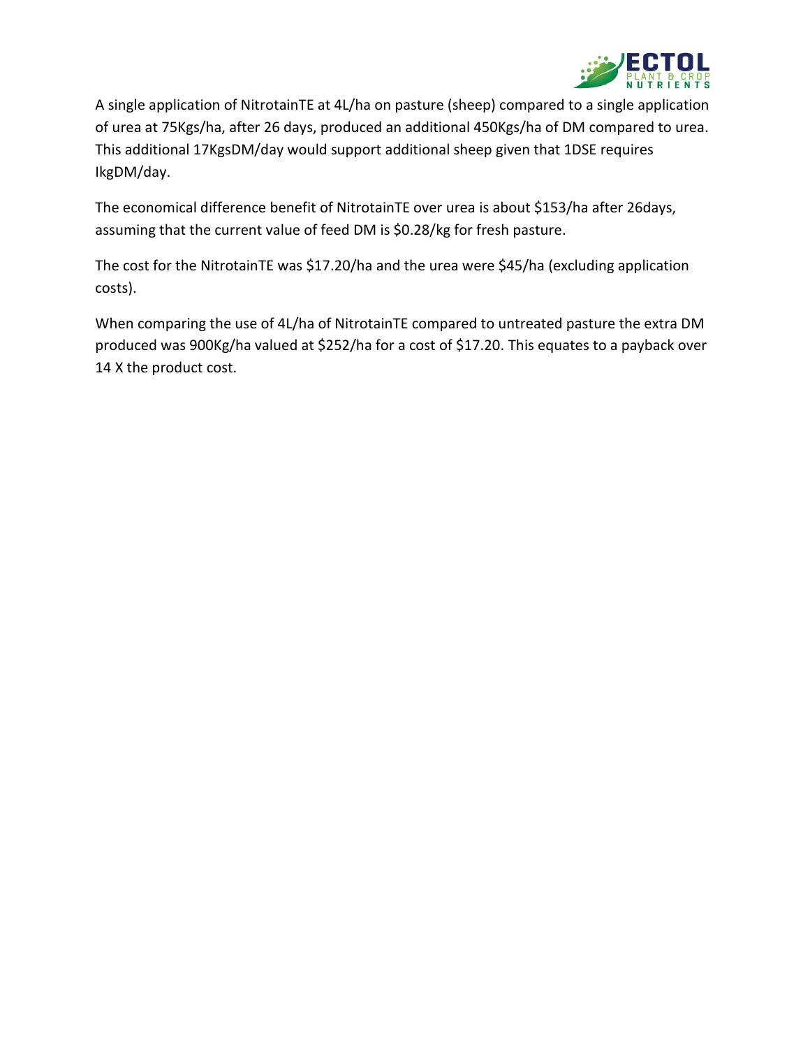A single application of NitrotainTE at 4L/ha on pasture (sheep) compared to a single application of urea at 75Kgs/ha, after 26 days, produced an additional 450Kgs/ha of DM compared to urea. This additional 17KgsDM/day would support additional sheep given that 1DSE requires IkgDM/day.

The economical difference benefit of NitrotainTE over urea is about $153/ha after 26days, assuming that the current value of feed DM is $0.28/kg for fresh pasture.

The cost for the NitrotainTE was $17.20/ha and the urea were $45/ha (excluding application costs).

When comparing the use of 4L/ha of NitrotainTE compared to untreated pasture the extra DM produced was 900Kg/ha valued at $252/ha for a cost of $17.20. This equates to a payback over 14 X the product cost.